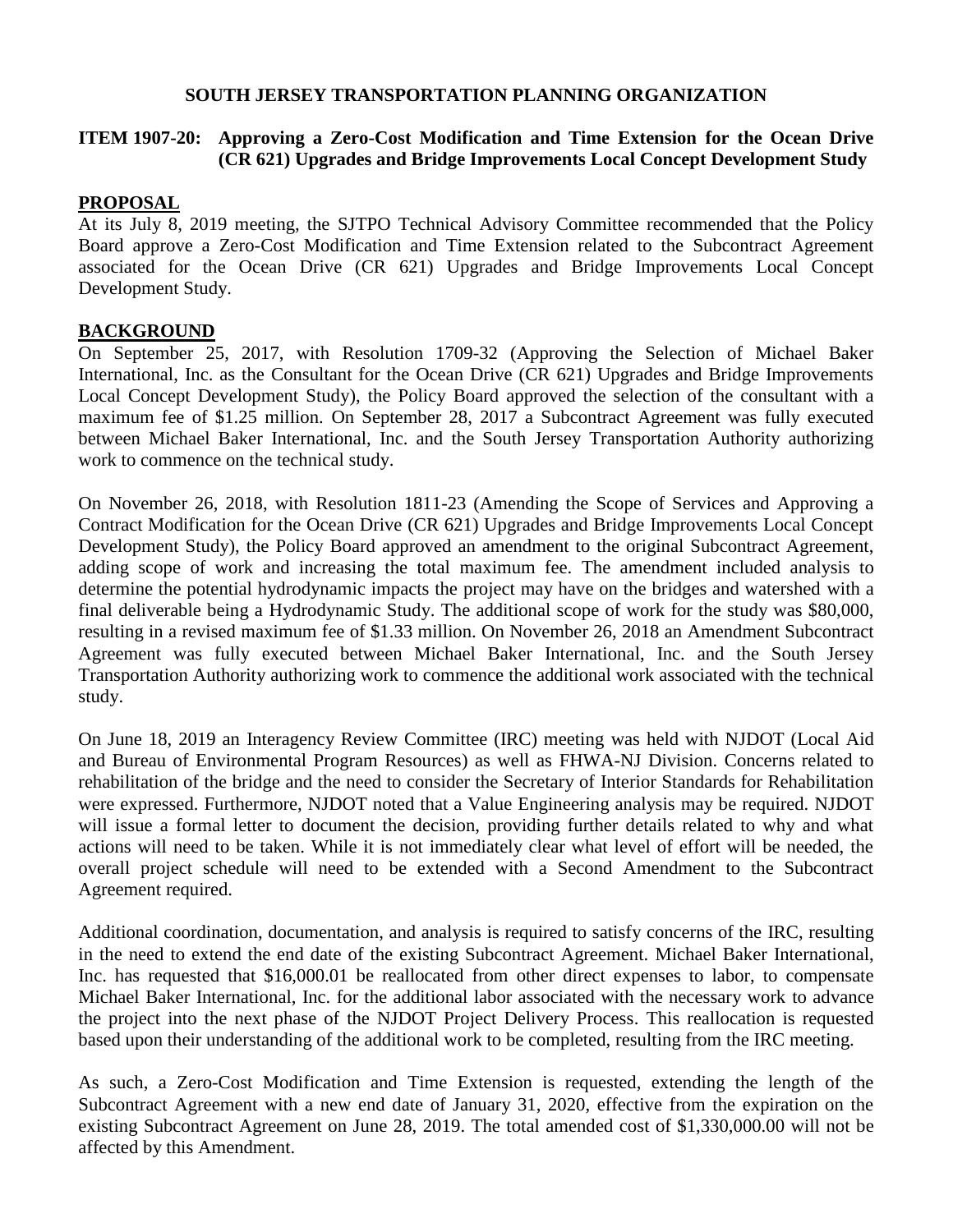**SOUTH JERSEY TRANSPORTATION PLANNING ORGANIZATION**

**ITEM 1907-20: Approving a Zero-Cost Modification and Time Extension for the Ocean Drive (CR 621) Upgrades and Bridge Improvements Local Concept Development Study**

## PROPOSAL

At its July 8, 2019 meeting, the SJTPO Technical Advisory Committee recommended that the Policy Board approve a Zero-Cost Modification and Time Extension related to the Subcontract Agreement associated for the Ocean Drive (CR 621) Upgrades and Bridge Improvements Local Concept Development Study.

## BACKGROUND

On September 25, 2017, with Resolution 1709-32 (Approving the Selection of Michael Baker International, Inc. as the Consultant for the Ocean Drive (CR 621) Upgrades and Bridge Improvements Local Concept Development Study), the Policy Board approved the selection of the consultant with a maximum fee of $1.25 million. On September 28, 2017 a Subcontract Agreement was fully executed between Michael Baker International, Inc. and the South Jersey Transportation Authority authorizing work to commence on the technical study.

On November 26, 2018, with Resolution 1811-23 (Amending the Scope of Services and Approving a Contract Modification for the Ocean Drive (CR 621) Upgrades and Bridge Improvements Local Concept Development Study), the Policy Board approved an amendment to the original Subcontract Agreement, adding scope of work and increasing the total maximum fee. The amendment included analysis to determine the potential hydrodynamic impacts the project may have on the bridges and watershed with a final deliverable being a Hydrodynamic Study. The additional scope of work for the study was $80,000, resulting in a revised maximum fee of $1.33 million. On November 26, 2018 an Amendment Subcontract Agreement was fully executed between Michael Baker International, Inc. and the South Jersey Transportation Authority authorizing work to commence the additional work associated with the technical study.

On June 18, 2019 an Interagency Review Committee (IRC) meeting was held with NJDOT (Local Aid and Bureau of Environmental Program Resources) as well as FHWA-NJ Division. Concerns related to rehabilitation of the bridge and the need to consider the Secretary of Interior Standards for Rehabilitation were expressed. Furthermore, NJDOT noted that a Value Engineering analysis may be required. NJDOT will issue a formal letter to document the decision, providing further details related to why and what actions will need to be taken. While it is not immediately clear what level of effort will be needed, the overall project schedule will need to be extended with a Second Amendment to the Subcontract Agreement required.

Additional coordination, documentation, and analysis is required to satisfy concerns of the IRC, resulting in the need to extend the end date of the existing Subcontract Agreement. Michael Baker International, Inc. has requested that $16,000.01 be reallocated from other direct expenses to labor, to compensate Michael Baker International, Inc. for the additional labor associated with the necessary work to advance the project into the next phase of the NJDOT Project Delivery Process. This reallocation is requested based upon their understanding of the additional work to be completed, resulting from the IRC meeting.

As such, a Zero-Cost Modification and Time Extension is requested, extending the length of the Subcontract Agreement with a new end date of January 31, 2020, effective from the expiration on the existing Subcontract Agreement on June 28, 2019. The total amended cost of $1,330,000.00 will not be affected by this Amendment.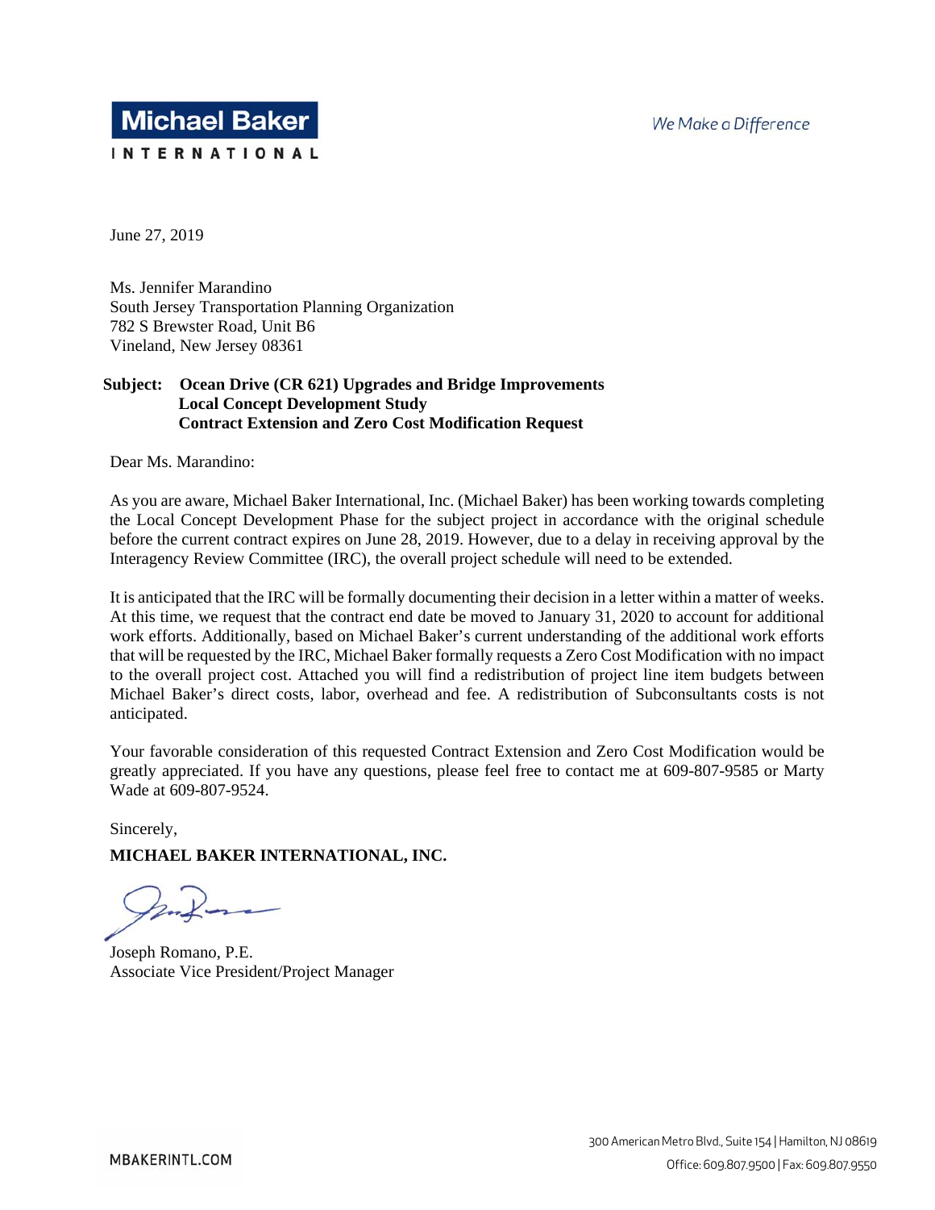**Michael Baker**
**INTERNATIONAL**

*We Make a Difference*

June 27, 2019

Ms. Jennifer Marandino
South Jersey Transportation Planning Organization
782 S Brewster Road, Unit B6
Vineland, New Jersey 08361

**Subject: Ocean Drive (CR 621) Upgrades and Bridge Improvements**
**Local Concept Development Study**
**Contract Extension and Zero Cost Modification Request**

Dear Ms. Marandino:

As you are aware, Michael Baker International, Inc. (Michael Baker) has been working towards completing the Local Concept Development Phase for the subject project in accordance with the original schedule before the current contract expires on June 28, 2019. However, due to a delay in receiving approval by the Interagency Review Committee (IRC), the overall project schedule will need to be extended.

It is anticipated that the IRC will be formally documenting their decision in a letter within a matter of weeks. At this time, we request that the contract end date be moved to January 31, 2020 to account for additional work efforts. Additionally, based on Michael Baker's current understanding of the additional work efforts that will be requested by the IRC, Michael Baker formally requests a Zero Cost Modification with no impact to the overall project cost. Attached you will find a redistribution of project line item budgets between Michael Baker's direct costs, labor, overhead and fee. A redistribution of Subconsultants costs is not anticipated.

Your favorable consideration of this requested Contract Extension and Zero Cost Modification would be greatly appreciated. If you have any questions, please feel free to contact me at 609-807-9585 or Marty Wade at 609-807-9524.

Sincerely,

**MICHAEL BAKER INTERNATIONAL, INC.**

Joseph Romano, P.E.
Associate Vice President/Project Manager

MBAKERINTL.COM

300 American Metro Blvd., Suite 154 | Hamilton, NJ 08619
Office: 609.807.9500 | Fax: 609.807.9550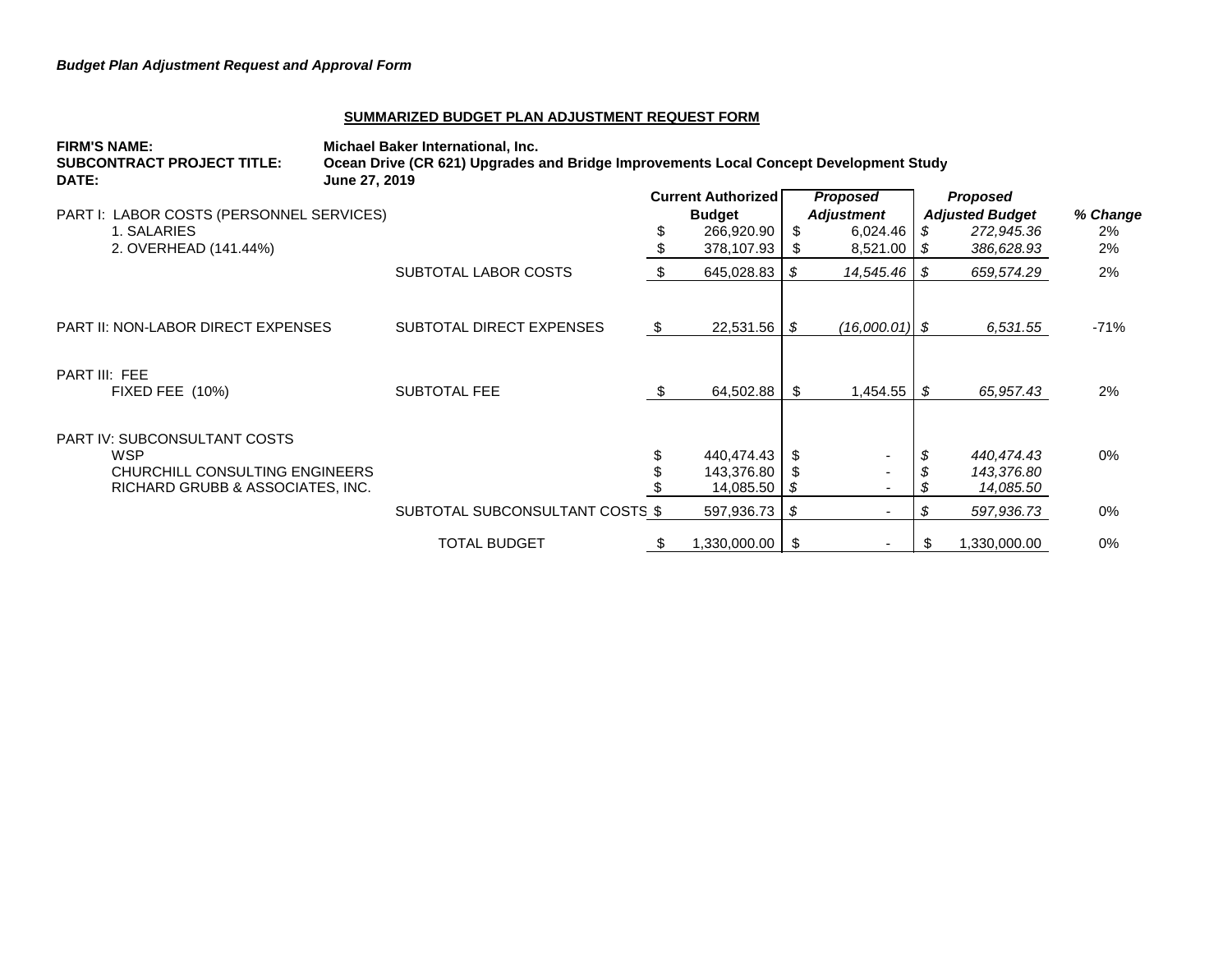*Budget Plan Adjustment Request and Approval Form*

**SUMMARIZED BUDGET PLAN ADJUSTMENT REQUEST FORM**

**FIRM'S NAME:** Michael Baker International, Inc.
**SUBCONTRACT PROJECT TITLE:** Ocean Drive (CR 621) Upgrades and Bridge Improvements Local Concept Development Study
**DATE:** June 27, 2019

| | | Current Authorized Budget | *Proposed Adjustment* | *Proposed Adjusted Budget* | *% Change* |
|---|---|---|---|---|---|
| PART I: LABOR COSTS (PERSONNEL SERVICES) | | | | | |
| 1. SALARIES | | $ 266,920.90 | $ 6,024.46 | *$ 272,945.36* | 2% |
| 2. OVERHEAD (141.44%) | | $ 378,107.93 | $ 8,521.00 | *$ 386,628.93* | 2% |
| | SUBTOTAL LABOR COSTS | $ 645,028.83 | *$ 14,545.46* | *$ 659,574.29* | 2% |
| PART II: NON-LABOR DIRECT EXPENSES | SUBTOTAL DIRECT EXPENSES | $ 22,531.56 | *$ (16,000.01)* | *$ 6,531.55* | -71% |
| PART III: FEE | | | | | |
| FIXED FEE (10%) | SUBTOTAL FEE | $ 64,502.88 | $ 1,454.55 | *$ 65,957.43* | 2% |
| PART IV: SUBCONSULTANT COSTS | | | | | |
| WSP | | $ 440,474.43 | $ - | *$ 440,474.43* | 0% |
| CHURCHILL CONSULTING ENGINEERS | | $ 143,376.80 | $ - | *$ 143,376.80* | |
| RICHARD GRUBB & ASSOCIATES, INC. | | $ 14,085.50 | *$ -* | *$ 14,085.50* | |
| | SUBTOTAL SUBCONSULTANT COSTS | $ 597,936.73 | *$ -* | *$ 597,936.73* | 0% |
| | TOTAL BUDGET | $ 1,330,000.00 | $ - | $ 1,330,000.00 | 0% |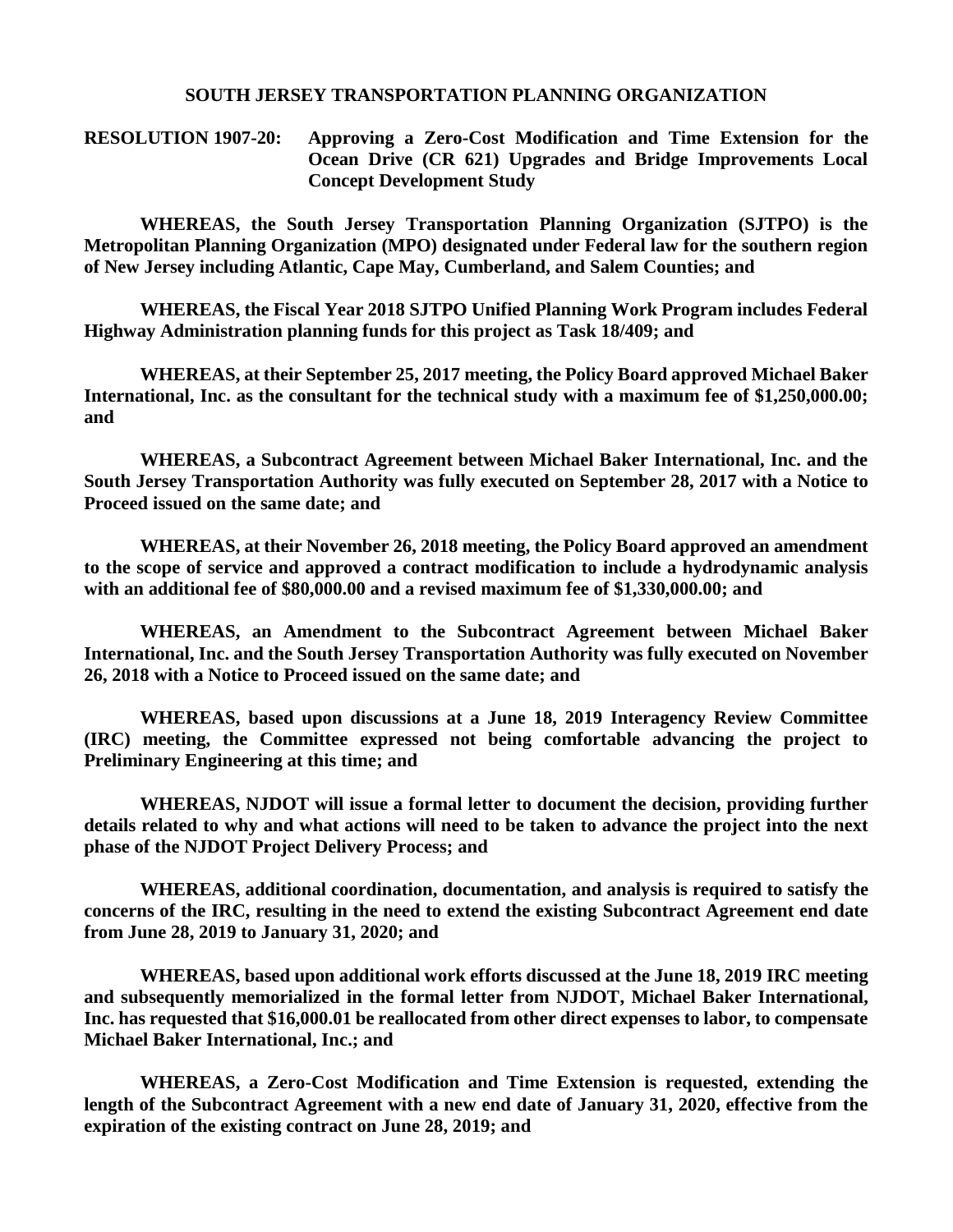**SOUTH JERSEY TRANSPORTATION PLANNING ORGANIZATION**

**RESOLUTION 1907-20: Approving a Zero-Cost Modification and Time Extension for the Ocean Drive (CR 621) Upgrades and Bridge Improvements Local Concept Development Study**

**WHEREAS, the South Jersey Transportation Planning Organization (SJTPO) is the Metropolitan Planning Organization (MPO) designated under Federal law for the southern region of New Jersey including Atlantic, Cape May, Cumberland, and Salem Counties; and**

**WHEREAS, the Fiscal Year 2018 SJTPO Unified Planning Work Program includes Federal Highway Administration planning funds for this project as Task 18/409; and**

**WHEREAS, at their September 25, 2017 meeting, the Policy Board approved Michael Baker International, Inc. as the consultant for the technical study with a maximum fee of $1,250,000.00; and**

**WHEREAS, a Subcontract Agreement between Michael Baker International, Inc. and the South Jersey Transportation Authority was fully executed on September 28, 2017 with a Notice to Proceed issued on the same date; and**

**WHEREAS, at their November 26, 2018 meeting, the Policy Board approved an amendment to the scope of service and approved a contract modification to include a hydrodynamic analysis with an additional fee of $80,000.00 and a revised maximum fee of $1,330,000.00; and**

**WHEREAS, an Amendment to the Subcontract Agreement between Michael Baker International, Inc. and the South Jersey Transportation Authority was fully executed on November 26, 2018 with a Notice to Proceed issued on the same date; and**

**WHEREAS, based upon discussions at a June 18, 2019 Interagency Review Committee (IRC) meeting, the Committee expressed not being comfortable advancing the project to Preliminary Engineering at this time; and**

**WHEREAS, NJDOT will issue a formal letter to document the decision, providing further details related to why and what actions will need to be taken to advance the project into the next phase of the NJDOT Project Delivery Process; and**

**WHEREAS, additional coordination, documentation, and analysis is required to satisfy the concerns of the IRC, resulting in the need to extend the existing Subcontract Agreement end date from June 28, 2019 to January 31, 2020; and**

**WHEREAS, based upon additional work efforts discussed at the June 18, 2019 IRC meeting and subsequently memorialized in the formal letter from NJDOT, Michael Baker International, Inc. has requested that $16,000.01 be reallocated from other direct expenses to labor, to compensate Michael Baker International, Inc.; and**

**WHEREAS, a Zero-Cost Modification and Time Extension is requested, extending the length of the Subcontract Agreement with a new end date of January 31, 2020, effective from the expiration of the existing contract on June 28, 2019; and**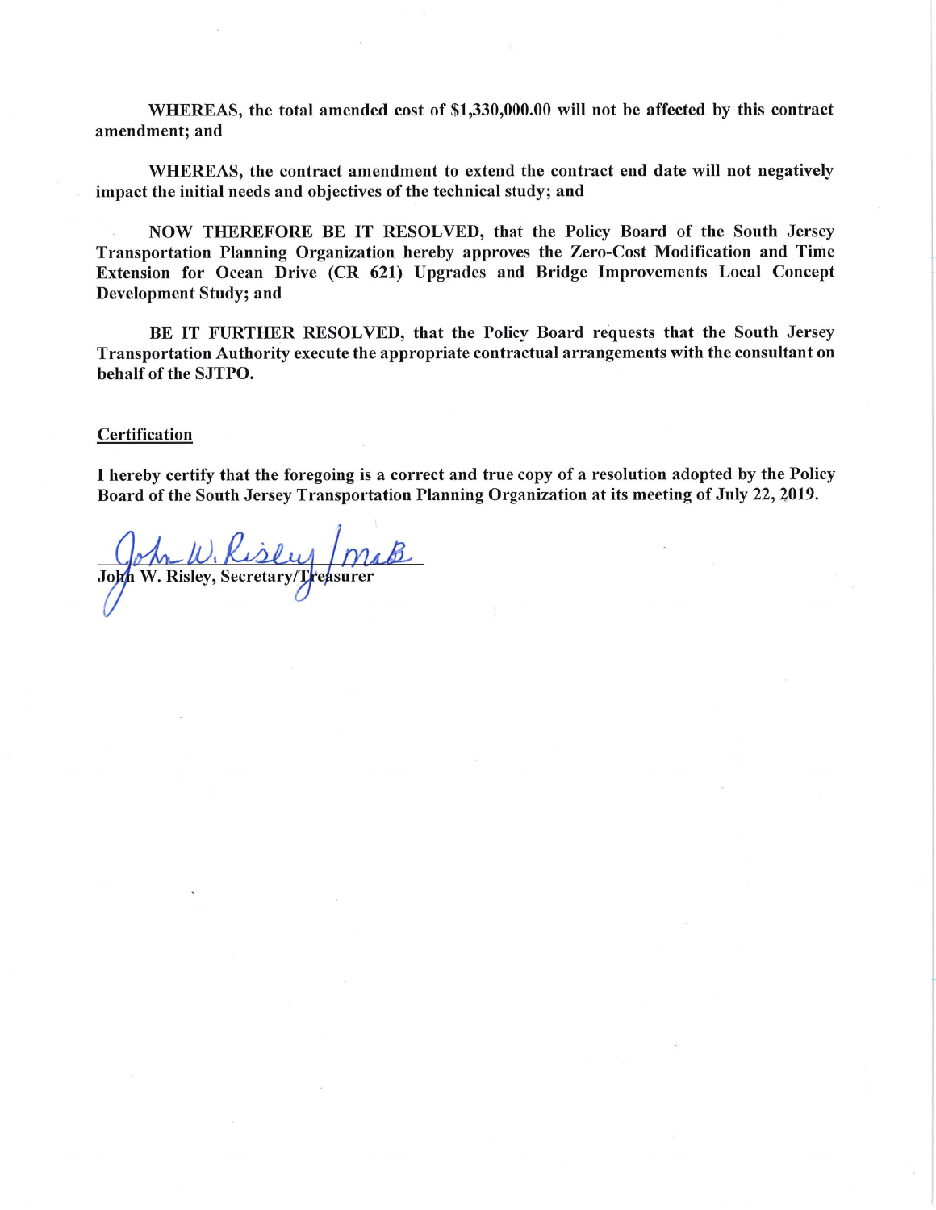**WHEREAS, the total amended cost of $1,330,000.00 will not be affected by this contract amendment; and**

**WHEREAS, the contract amendment to extend the contract end date will not negatively impact the initial needs and objectives of the technical study; and**

**NOW THEREFORE BE IT RESOLVED, that the Policy Board of the South Jersey Transportation Planning Organization hereby approves the Zero-Cost Modification and Time Extension for Ocean Drive (CR 621) Upgrades and Bridge Improvements Local Concept Development Study; and**

**BE IT FURTHER RESOLVED, that the Policy Board requests that the South Jersey Transportation Authority execute the appropriate contractual arrangements with the consultant on behalf of the SJTPO.**

**Certification**

**I hereby certify that the foregoing is a correct and true copy of a resolution adopted by the Policy Board of the South Jersey Transportation Planning Organization at its meeting of July 22, 2019.**

John W. Risley / MB

**John W. Risley, Secretary/Treasurer**